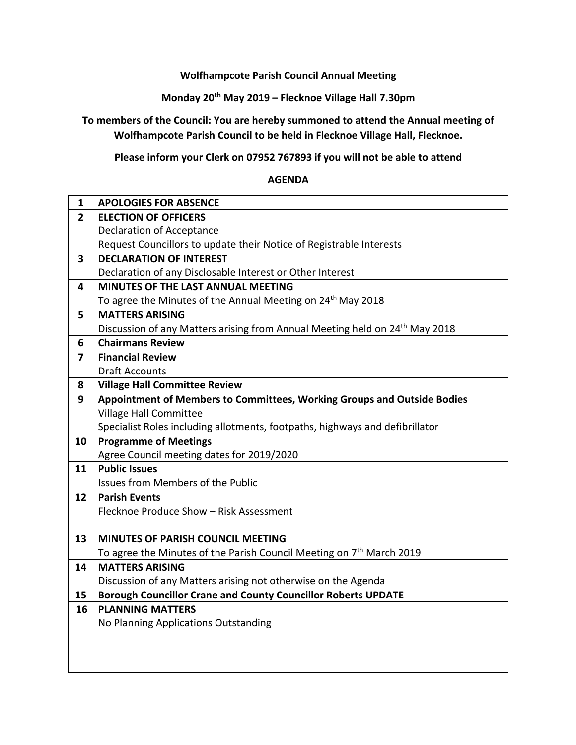**Wolfhampcote Parish Council Annual Meeting**

**Monday 20th May 2019 – Flecknoe Village Hall 7.30pm**

**To members of the Council: You are hereby summoned to attend the Annual meeting of Wolfhampcote Parish Council to be held in Flecknoe Village Hall, Flecknoe.**

**Please inform your Clerk on 07952 767893 if you will not be able to attend**

**AGENDA**

| | | |
|---|---|---|
| **1** | **APOLOGIES FOR ABSENCE** | |
| **2** | **ELECTION OF OFFICERS**<br>Declaration of Acceptance<br>Request Councillors to update their Notice of Registrable Interests | |
| **3** | **DECLARATION OF INTEREST**<br>Declaration of any Disclosable Interest or Other Interest | |
| **4** | **MINUTES OF THE LAST ANNUAL MEETING**<br>To agree the Minutes of the Annual Meeting on 24th May 2018 | |
| **5** | **MATTERS ARISING**<br>Discussion of any Matters arising from Annual Meeting held on 24th May 2018 | |
| **6** | **Chairmans Review** | |
| **7** | **Financial Review**<br>Draft Accounts | |
| **8** | **Village Hall Committee Review** | |
| **9** | **Appointment of Members to Committees, Working Groups and Outside Bodies**<br>Village Hall Committee<br>Specialist Roles including allotments, footpaths, highways and defibrillator | |
| **10** | **Programme of Meetings**<br>Agree Council meeting dates for 2019/2020 | |
| **11** | **Public Issues**<br>Issues from Members of the Public | |
| **12** | **Parish Events**<br>Flecknoe Produce Show – Risk Assessment | |
| **13** | **MINUTES OF PARISH COUNCIL MEETING**<br>To agree the Minutes of the Parish Council Meeting on 7th March 2019 | |
| **14** | **MATTERS ARISING**<br>Discussion of any Matters arising not otherwise on the Agenda | |
| **15** | **Borough Councillor Crane and County Councillor Roberts UPDATE** | |
| **16** | **PLANNING MATTERS**<br>No Planning Applications Outstanding | |
| | | |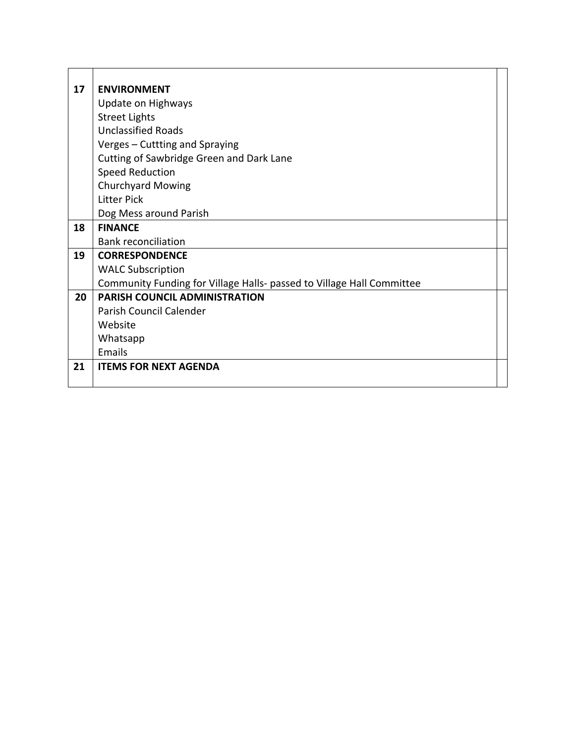| | | |
|---|---|---|
| 17 | **ENVIRONMENT**<br>Update on Highways<br>Street Lights<br>Unclassified Roads<br>Verges – Cuttting and Spraying<br>Cutting of Sawbridge Green and Dark Lane<br>Speed Reduction<br>Churchyard Mowing<br>Litter Pick<br>Dog Mess around Parish | |
| 18 | **FINANCE**<br>Bank reconciliation | |
| 19 | **CORRESPONDENCE**<br>WALC Subscription<br>Community Funding for Village Halls- passed to Village Hall Committee | |
| 20 | **PARISH COUNCIL ADMINISTRATION**<br>Parish Council Calender<br>Website<br>Whatsapp<br>Emails | |
| 21 | **ITEMS FOR NEXT AGENDA** | |